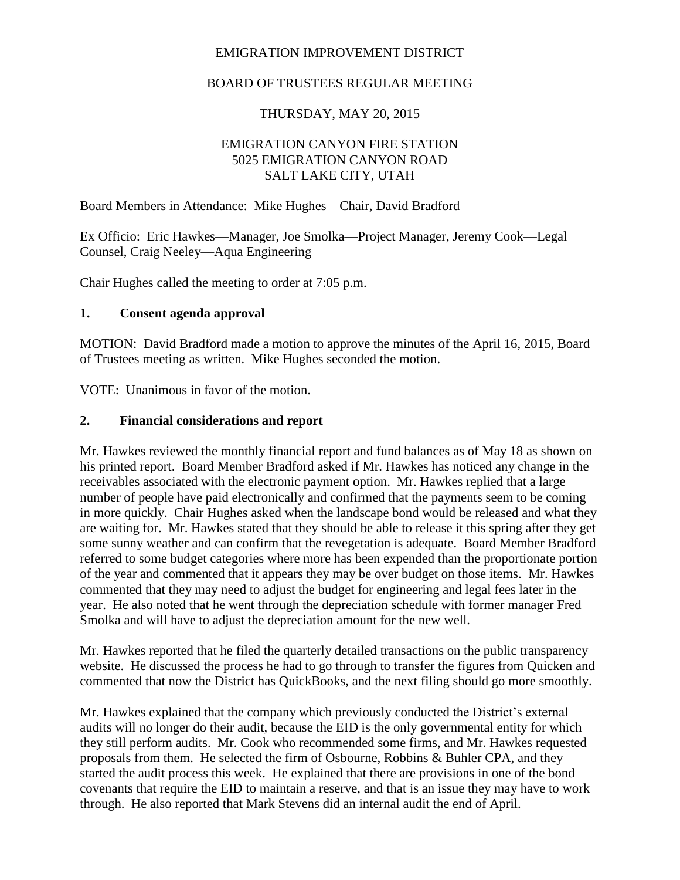EMIGRATION IMPROVEMENT DISTRICT

BOARD OF TRUSTEES REGULAR MEETING

THURSDAY, MAY 20, 2015

EMIGRATION CANYON FIRE STATION
5025 EMIGRATION CANYON ROAD
SALT LAKE CITY, UTAH

Board Members in Attendance: Mike Hughes – Chair, David Bradford

Ex Officio: Eric Hawkes—Manager, Joe Smolka—Project Manager, Jeremy Cook—Legal Counsel, Craig Neeley—Aqua Engineering

Chair Hughes called the meeting to order at 7:05 p.m.

## 1. Consent agenda approval

MOTION: David Bradford made a motion to approve the minutes of the April 16, 2015, Board of Trustees meeting as written. Mike Hughes seconded the motion.

VOTE: Unanimous in favor of the motion.

## 2. Financial considerations and report

Mr. Hawkes reviewed the monthly financial report and fund balances as of May 18 as shown on his printed report. Board Member Bradford asked if Mr. Hawkes has noticed any change in the receivables associated with the electronic payment option. Mr. Hawkes replied that a large number of people have paid electronically and confirmed that the payments seem to be coming in more quickly. Chair Hughes asked when the landscape bond would be released and what they are waiting for. Mr. Hawkes stated that they should be able to release it this spring after they get some sunny weather and can confirm that the revegetation is adequate. Board Member Bradford referred to some budget categories where more has been expended than the proportionate portion of the year and commented that it appears they may be over budget on those items. Mr. Hawkes commented that they may need to adjust the budget for engineering and legal fees later in the year. He also noted that he went through the depreciation schedule with former manager Fred Smolka and will have to adjust the depreciation amount for the new well.

Mr. Hawkes reported that he filed the quarterly detailed transactions on the public transparency website. He discussed the process he had to go through to transfer the figures from Quicken and commented that now the District has QuickBooks, and the next filing should go more smoothly.

Mr. Hawkes explained that the company which previously conducted the District's external audits will no longer do their audit, because the EID is the only governmental entity for which they still perform audits. Mr. Cook who recommended some firms, and Mr. Hawkes requested proposals from them. He selected the firm of Osbourne, Robbins & Buhler CPA, and they started the audit process this week. He explained that there are provisions in one of the bond covenants that require the EID to maintain a reserve, and that is an issue they may have to work through. He also reported that Mark Stevens did an internal audit the end of April.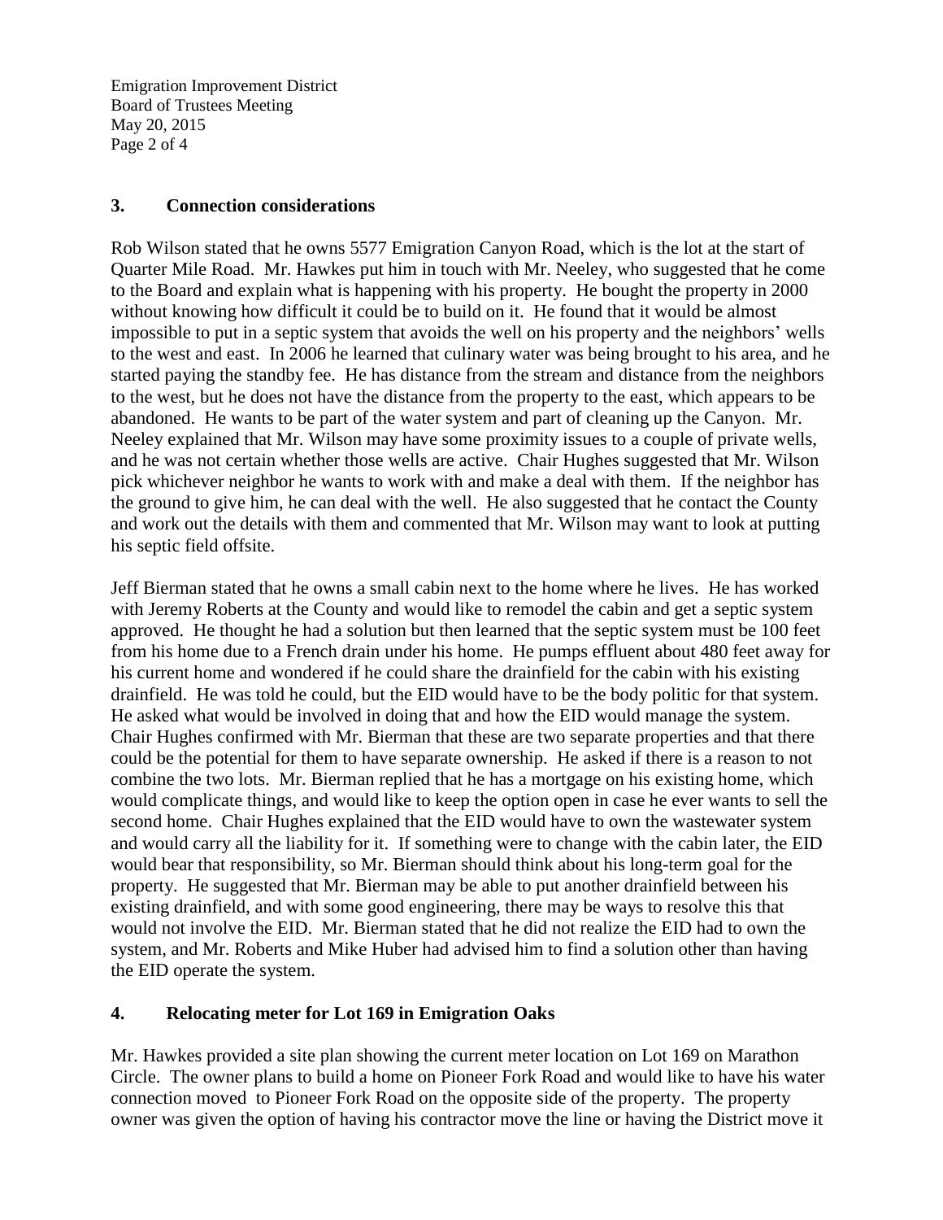### 3. Connection considerations

Rob Wilson stated that he owns 5577 Emigration Canyon Road, which is the lot at the start of Quarter Mile Road. Mr. Hawkes put him in touch with Mr. Neeley, who suggested that he come to the Board and explain what is happening with his property. He bought the property in 2000 without knowing how difficult it could be to build on it. He found that it would be almost impossible to put in a septic system that avoids the well on his property and the neighbors' wells to the west and east. In 2006 he learned that culinary water was being brought to his area, and he started paying the standby fee. He has distance from the stream and distance from the neighbors to the west, but he does not have the distance from the property to the east, which appears to be abandoned. He wants to be part of the water system and part of cleaning up the Canyon. Mr. Neeley explained that Mr. Wilson may have some proximity issues to a couple of private wells, and he was not certain whether those wells are active. Chair Hughes suggested that Mr. Wilson pick whichever neighbor he wants to work with and make a deal with them. If the neighbor has the ground to give him, he can deal with the well. He also suggested that he contact the County and work out the details with them and commented that Mr. Wilson may want to look at putting his septic field offsite.

Jeff Bierman stated that he owns a small cabin next to the home where he lives. He has worked with Jeremy Roberts at the County and would like to remodel the cabin and get a septic system approved. He thought he had a solution but then learned that the septic system must be 100 feet from his home due to a French drain under his home. He pumps effluent about 480 feet away for his current home and wondered if he could share the drainfield for the cabin with his existing drainfield. He was told he could, but the EID would have to be the body politic for that system. He asked what would be involved in doing that and how the EID would manage the system. Chair Hughes confirmed with Mr. Bierman that these are two separate properties and that there could be the potential for them to have separate ownership. He asked if there is a reason to not combine the two lots. Mr. Bierman replied that he has a mortgage on his existing home, which would complicate things, and would like to keep the option open in case he ever wants to sell the second home. Chair Hughes explained that the EID would have to own the wastewater system and would carry all the liability for it. If something were to change with the cabin later, the EID would bear that responsibility, so Mr. Bierman should think about his long-term goal for the property. He suggested that Mr. Bierman may be able to put another drainfield between his existing drainfield, and with some good engineering, there may be ways to resolve this that would not involve the EID. Mr. Bierman stated that he did not realize the EID had to own the system, and Mr. Roberts and Mike Huber had advised him to find a solution other than having the EID operate the system.

### 4. Relocating meter for Lot 169 in Emigration Oaks

Mr. Hawkes provided a site plan showing the current meter location on Lot 169 on Marathon Circle. The owner plans to build a home on Pioneer Fork Road and would like to have his water connection moved to Pioneer Fork Road on the opposite side of the property. The property owner was given the option of having his contractor move the line or having the District move it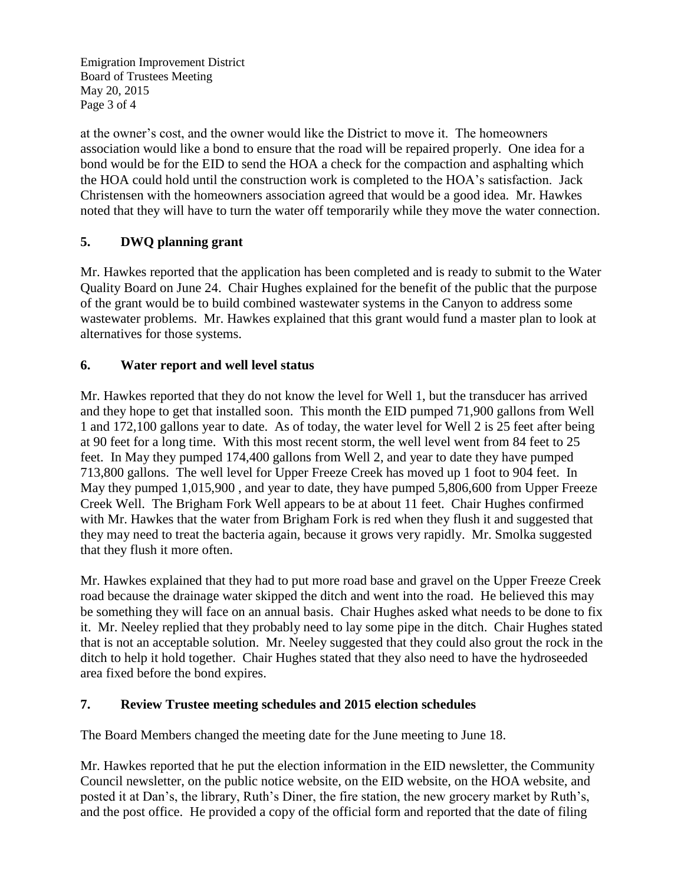at the owner's cost, and the owner would like the District to move it. The homeowners association would like a bond to ensure that the road will be repaired properly. One idea for a bond would be for the EID to send the HOA a check for the compaction and asphalting which the HOA could hold until the construction work is completed to the HOA's satisfaction. Jack Christensen with the homeowners association agreed that would be a good idea. Mr. Hawkes noted that they will have to turn the water off temporarily while they move the water connection.

## 5. DWQ planning grant

Mr. Hawkes reported that the application has been completed and is ready to submit to the Water Quality Board on June 24. Chair Hughes explained for the benefit of the public that the purpose of the grant would be to build combined wastewater systems in the Canyon to address some wastewater problems. Mr. Hawkes explained that this grant would fund a master plan to look at alternatives for those systems.

## 6. Water report and well level status

Mr. Hawkes reported that they do not know the level for Well 1, but the transducer has arrived and they hope to get that installed soon. This month the EID pumped 71,900 gallons from Well 1 and 172,100 gallons year to date. As of today, the water level for Well 2 is 25 feet after being at 90 feet for a long time. With this most recent storm, the well level went from 84 feet to 25 feet. In May they pumped 174,400 gallons from Well 2, and year to date they have pumped 713,800 gallons. The well level for Upper Freeze Creek has moved up 1 foot to 904 feet. In May they pumped 1,015,900 , and year to date, they have pumped 5,806,600 from Upper Freeze Creek Well. The Brigham Fork Well appears to be at about 11 feet. Chair Hughes confirmed with Mr. Hawkes that the water from Brigham Fork is red when they flush it and suggested that they may need to treat the bacteria again, because it grows very rapidly. Mr. Smolka suggested that they flush it more often.

Mr. Hawkes explained that they had to put more road base and gravel on the Upper Freeze Creek road because the drainage water skipped the ditch and went into the road. He believed this may be something they will face on an annual basis. Chair Hughes asked what needs to be done to fix it. Mr. Neeley replied that they probably need to lay some pipe in the ditch. Chair Hughes stated that is not an acceptable solution. Mr. Neeley suggested that they could also grout the rock in the ditch to help it hold together. Chair Hughes stated that they also need to have the hydroseeded area fixed before the bond expires.

## 7. Review Trustee meeting schedules and 2015 election schedules

The Board Members changed the meeting date for the June meeting to June 18.

Mr. Hawkes reported that he put the election information in the EID newsletter, the Community Council newsletter, on the public notice website, on the EID website, on the HOA website, and posted it at Dan's, the library, Ruth's Diner, the fire station, the new grocery market by Ruth's, and the post office. He provided a copy of the official form and reported that the date of filing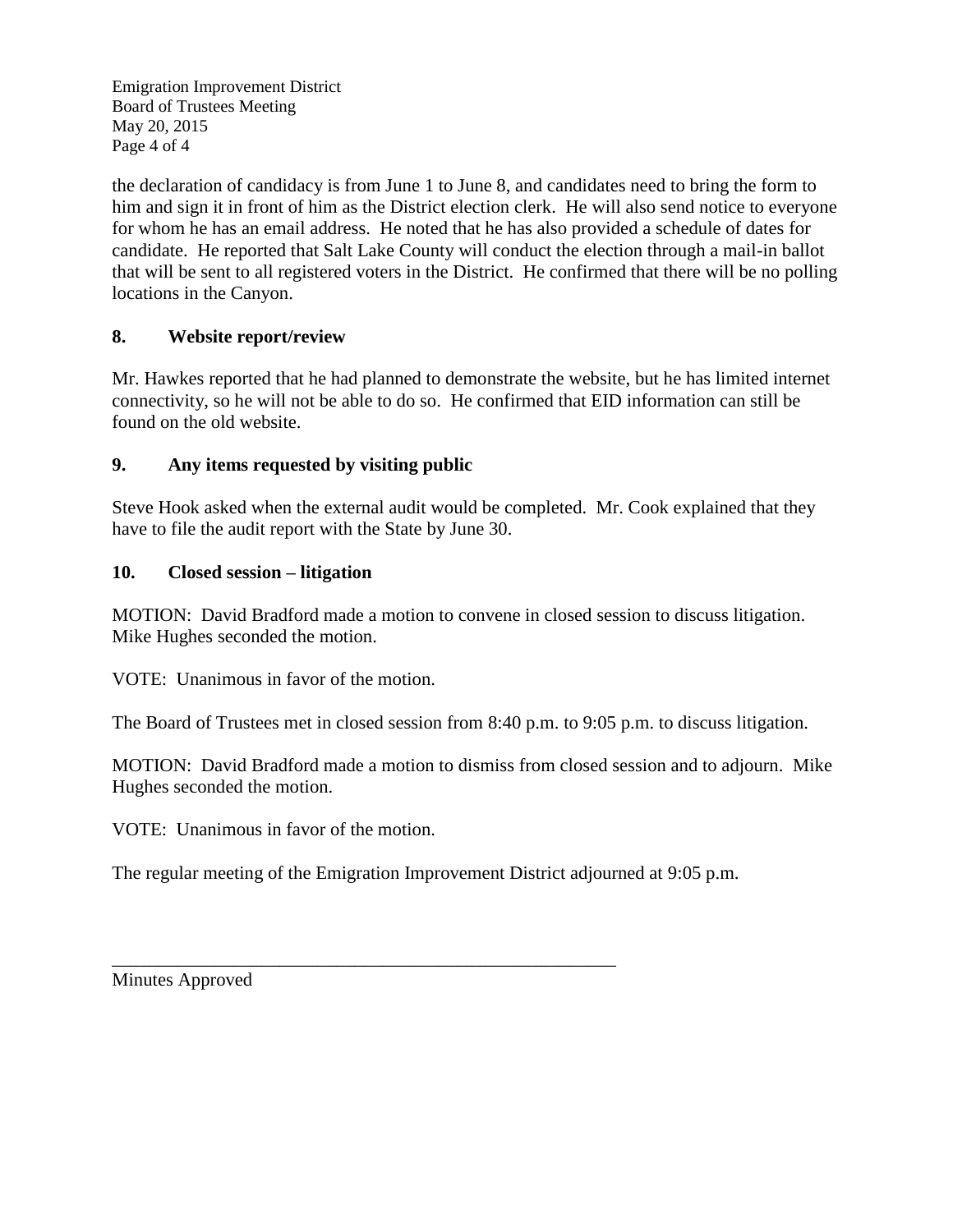the declaration of candidacy is from June 1 to June 8, and candidates need to bring the form to him and sign it in front of him as the District election clerk. He will also send notice to everyone for whom he has an email address. He noted that he has also provided a schedule of dates for candidate. He reported that Salt Lake County will conduct the election through a mail-in ballot that will be sent to all registered voters in the District. He confirmed that there will be no polling locations in the Canyon.

**8. Website report/review**

Mr. Hawkes reported that he had planned to demonstrate the website, but he has limited internet connectivity, so he will not be able to do so. He confirmed that EID information can still be found on the old website.

**9. Any items requested by visiting public**

Steve Hook asked when the external audit would be completed. Mr. Cook explained that they have to file the audit report with the State by June 30.

**10. Closed session – litigation**

MOTION: David Bradford made a motion to convene in closed session to discuss litigation. Mike Hughes seconded the motion.

VOTE: Unanimous in favor of the motion.

The Board of Trustees met in closed session from 8:40 p.m. to 9:05 p.m. to discuss litigation.

MOTION: David Bradford made a motion to dismiss from closed session and to adjourn. Mike Hughes seconded the motion.

VOTE: Unanimous in favor of the motion.

The regular meeting of the Emigration Improvement District adjourned at 9:05 p.m.

\_\_\_\_\_\_\_\_\_\_\_\_\_\_\_\_\_\_\_\_\_\_\_\_\_\_\_\_\_\_\_\_\_\_\_\_\_\_\_\_\_\_\_\_\_\_\_\_\_\_\_\_

Minutes Approved